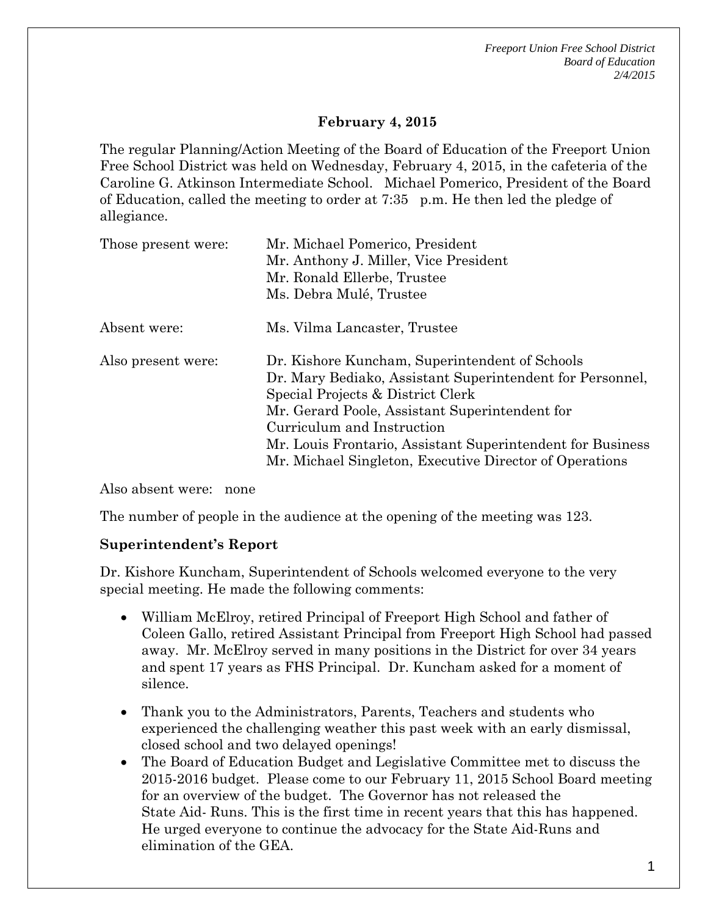**February 4, 2015**

The regular Planning/Action Meeting of the Board of Education of the Freeport Union Free School District was held on Wednesday, February 4, 2015, in the cafeteria of the Caroline G. Atkinson Intermediate School. Michael Pomerico, President of the Board of Education, called the meeting to order at 7:35 p.m. He then led the pledge of allegiance.

| | |
|---|---|
| Those present were: | Mr. Michael Pomerico, President<br>Mr. Anthony J. Miller, Vice President<br>Mr. Ronald Ellerbe, Trustee<br>Ms. Debra Mulé, Trustee |
| Absent were: | Ms. Vilma Lancaster, Trustee |
| Also present were: | Dr. Kishore Kuncham, Superintendent of Schools<br>Dr. Mary Bediako, Assistant Superintendent for Personnel, Special Projects & District Clerk<br>Mr. Gerard Poole, Assistant Superintendent for Curriculum and Instruction<br>Mr. Louis Frontario, Assistant Superintendent for Business<br>Mr. Michael Singleton, Executive Director of Operations |

Also absent were: none

The number of people in the audience at the opening of the meeting was 123.

**Superintendent's Report**

Dr. Kishore Kuncham, Superintendent of Schools welcomed everyone to the very special meeting. He made the following comments:

- William McElroy, retired Principal of Freeport High School and father of Coleen Gallo, retired Assistant Principal from Freeport High School had passed away. Mr. McElroy served in many positions in the District for over 34 years and spent 17 years as FHS Principal. Dr. Kuncham asked for a moment of silence.
- Thank you to the Administrators, Parents, Teachers and students who experienced the challenging weather this past week with an early dismissal, closed school and two delayed openings!
- The Board of Education Budget and Legislative Committee met to discuss the 2015-2016 budget. Please come to our February 11, 2015 School Board meeting for an overview of the budget. The Governor has not released the State Aid- Runs. This is the first time in recent years that this has happened. He urged everyone to continue the advocacy for the State Aid-Runs and elimination of the GEA.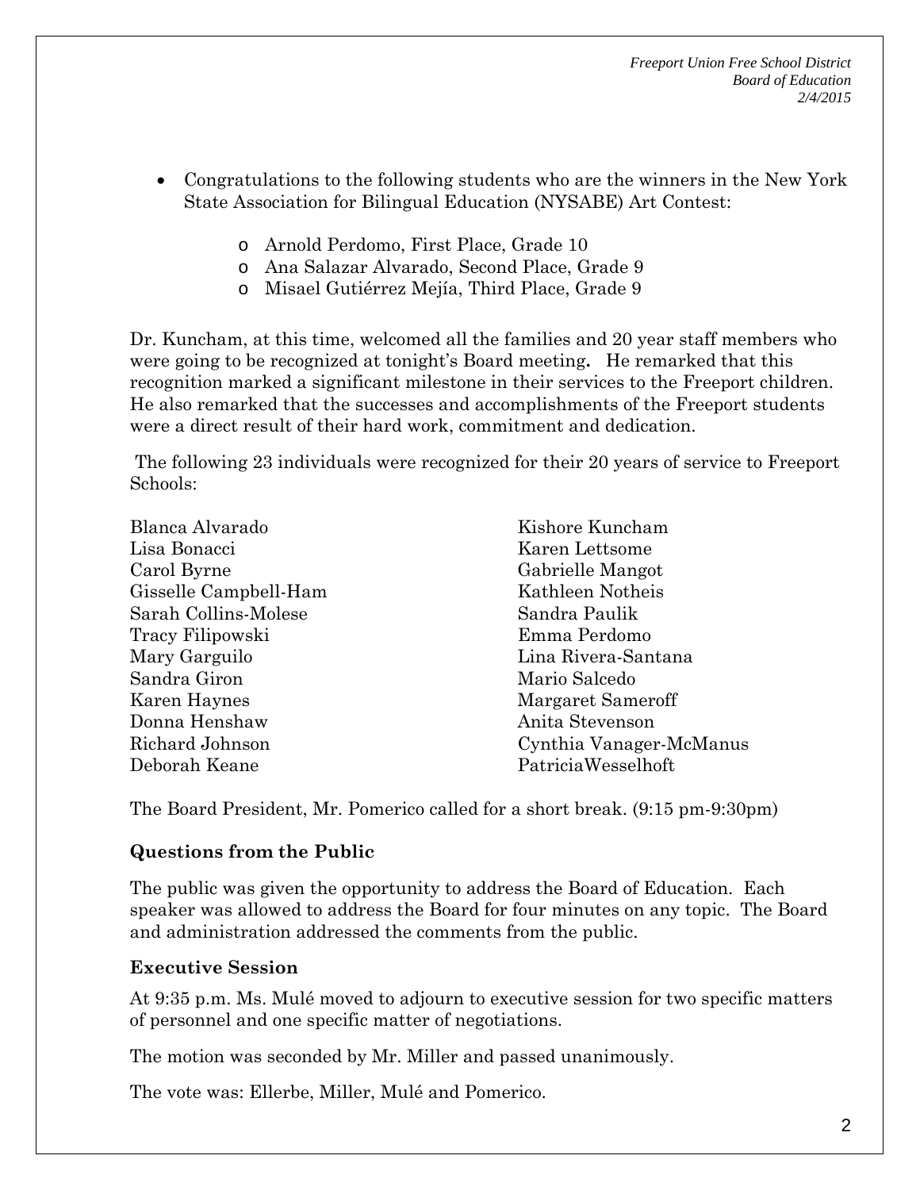- Congratulations to the following students who are the winners in the New York State Association for Bilingual Education (NYSABE) Art Contest:
  - Arnold Perdomo, First Place, Grade 10
  - Ana Salazar Alvarado, Second Place, Grade 9
  - Misael Gutiérrez Mejía, Third Place, Grade 9

Dr. Kuncham, at this time, welcomed all the families and 20 year staff members who were going to be recognized at tonight's Board meeting. He remarked that this recognition marked a significant milestone in their services to the Freeport children. He also remarked that the successes and accomplishments of the Freeport students were a direct result of their hard work, commitment and dedication.

The following 23 individuals were recognized for their 20 years of service to Freeport Schools:

Blanca Alvarado
Lisa Bonacci
Carol Byrne
Gisselle Campbell-Ham
Sarah Collins-Molese
Tracy Filipowski
Mary Garguilo
Sandra Giron
Karen Haynes
Donna Henshaw
Richard Johnson
Deborah Keane
Kishore Kuncham
Karen Lettsome
Gabrielle Mangot
Kathleen Notheis
Sandra Paulik
Emma Perdomo
Lina Rivera-Santana
Mario Salcedo
Margaret Sameroff
Anita Stevenson
Cynthia Vanager-McManus
PatriciaWesselhoft

The Board President, Mr. Pomerico called for a short break. (9:15 pm-9:30pm)

**Questions from the Public**

The public was given the opportunity to address the Board of Education. Each speaker was allowed to address the Board for four minutes on any topic. The Board and administration addressed the comments from the public.

**Executive Session**

At 9:35 p.m. Ms. Mulé moved to adjourn to executive session for two specific matters of personnel and one specific matter of negotiations.

The motion was seconded by Mr. Miller and passed unanimously.

The vote was: Ellerbe, Miller, Mulé and Pomerico.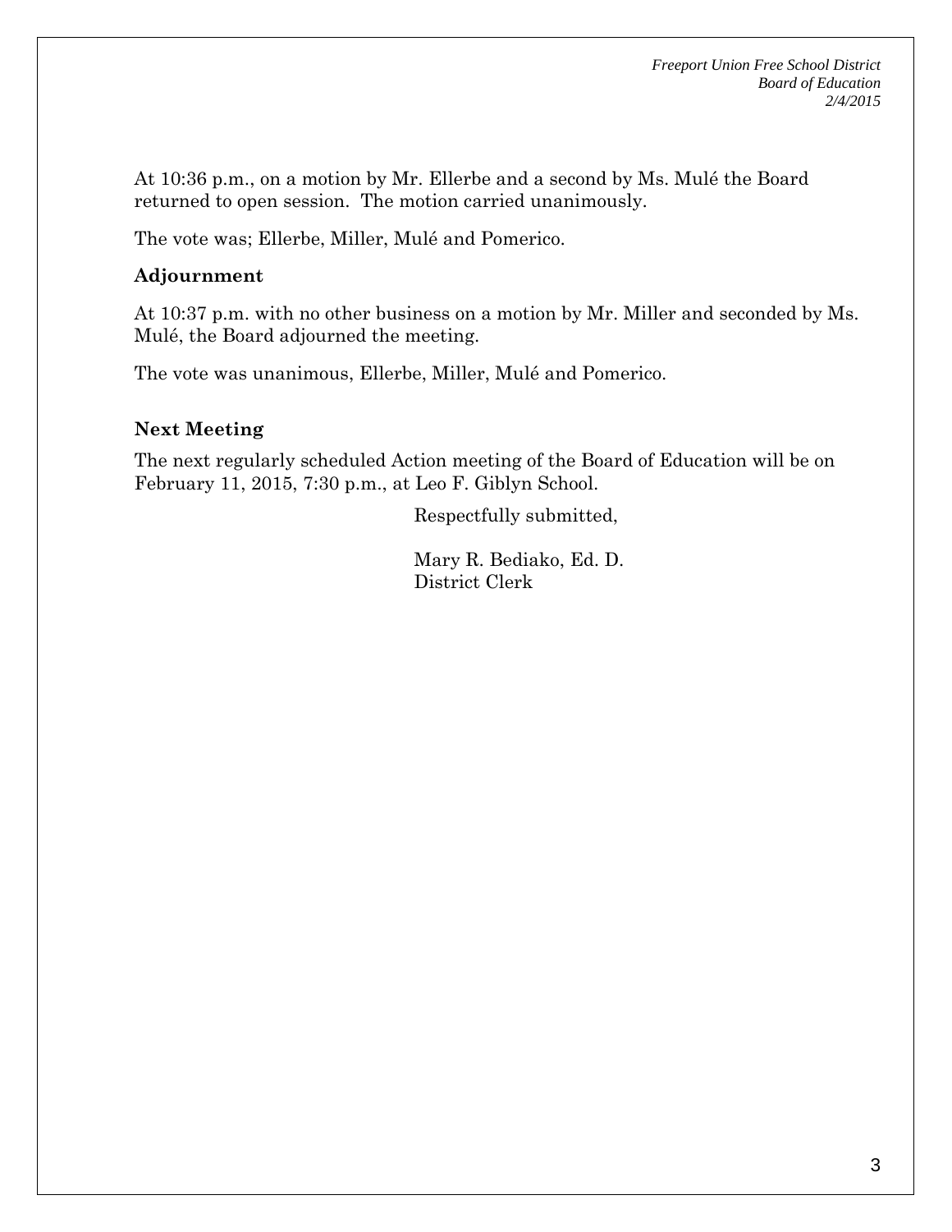At 10:36 p.m., on a motion by Mr. Ellerbe and a second by Ms. Mulé the Board returned to open session. The motion carried unanimously.

The vote was; Ellerbe, Miller, Mulé and Pomerico.

**Adjournment**

At 10:37 p.m. with no other business on a motion by Mr. Miller and seconded by Ms. Mulé, the Board adjourned the meeting.

The vote was unanimous, Ellerbe, Miller, Mulé and Pomerico.

**Next Meeting**

The next regularly scheduled Action meeting of the Board of Education will be on February 11, 2015, 7:30 p.m., at Leo F. Giblyn School.

Respectfully submitted,

Mary R. Bediako, Ed. D.
District Clerk